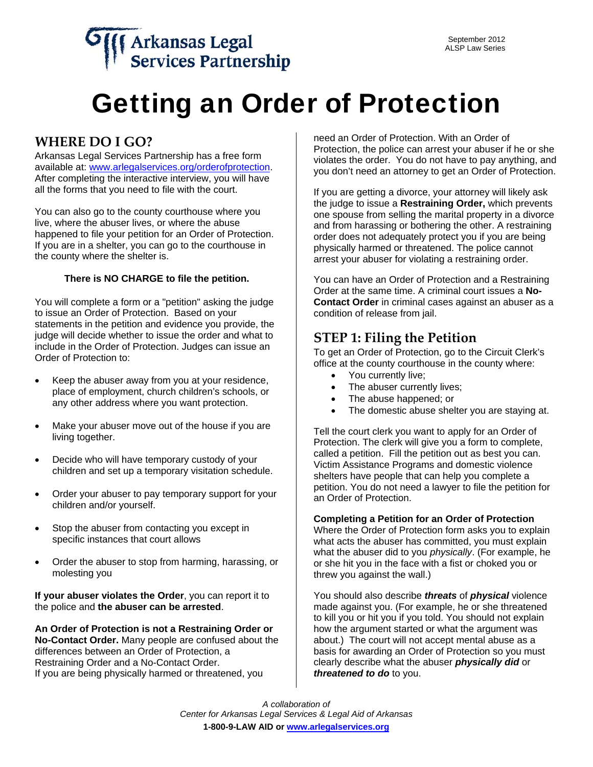Arkansas Legal Services Partnership

September 2012
ALSP Law Series

# Getting an Order of Protection

## WHERE DO I GO?

Arkansas Legal Services Partnership has a free form available at: www.arlegalservices.org/orderofprotection. After completing the interactive interview, you will have all the forms that you need to file with the court.

You can also go to the county courthouse where you live, where the abuser lives, or where the abuse happened to file your petition for an Order of Protection. If you are in a shelter, you can go to the courthouse in the county where the shelter is.

**There is NO CHARGE to file the petition.**

You will complete a form or a "petition" asking the judge to issue an Order of Protection. Based on your statements in the petition and evidence you provide, the judge will decide whether to issue the order and what to include in the Order of Protection. Judges can issue an Order of Protection to:

- Keep the abuser away from you at your residence, place of employment, church children's schools, or any other address where you want protection.
- Make your abuser move out of the house if you are living together.
- Decide who will have temporary custody of your children and set up a temporary visitation schedule.
- Order your abuser to pay temporary support for your children and/or yourself.
- Stop the abuser from contacting you except in specific instances that court allows
- Order the abuser to stop from harming, harassing, or molesting you

**If your abuser violates the Order**, you can report it to the police and **the abuser can be arrested**.

**An Order of Protection is not a Restraining Order or No-Contact Order.** Many people are confused about the differences between an Order of Protection, a Restraining Order and a No-Contact Order.
If you are being physically harmed or threatened, you need an Order of Protection. With an Order of Protection, the police can arrest your abuser if he or she violates the order. You do not have to pay anything, and you don't need an attorney to get an Order of Protection.

If you are getting a divorce, your attorney will likely ask the judge to issue a **Restraining Order,** which prevents one spouse from selling the marital property in a divorce and from harassing or bothering the other. A restraining order does not adequately protect you if you are being physically harmed or threatened. The police cannot arrest your abuser for violating a restraining order.

You can have an Order of Protection and a Restraining Order at the same time. A criminal court issues a **No-Contact Order** in criminal cases against an abuser as a condition of release from jail.

## STEP 1: Filing the Petition

To get an Order of Protection, go to the Circuit Clerk's office at the county courthouse in the county where:

- You currently live;
- The abuser currently lives;
- The abuse happened; or
- The domestic abuse shelter you are staying at.

Tell the court clerk you want to apply for an Order of Protection. The clerk will give you a form to complete, called a petition. Fill the petition out as best you can. Victim Assistance Programs and domestic violence shelters have people that can help you complete a petition. You do not need a lawyer to file the petition for an Order of Protection.

**Completing a Petition for an Order of Protection**
Where the Order of Protection form asks you to explain what acts the abuser has committed, you must explain what the abuser did to you *physically*. (For example, he or she hit you in the face with a fist or choked you or threw you against the wall.)

You should also describe ***threats*** of ***physical*** violence made against you. (For example, he or she threatened to kill you or hit you if you told. You should not explain how the argument started or what the argument was about.) The court will not accept mental abuse as a basis for awarding an Order of Protection so you must clearly describe what the abuser ***physically did*** or ***threatened to do*** to you.

*A collaboration of*
*Center for Arkansas Legal Services & Legal Aid of Arkansas*
**1-800-9-LAW AID or www.arlegalservices.org**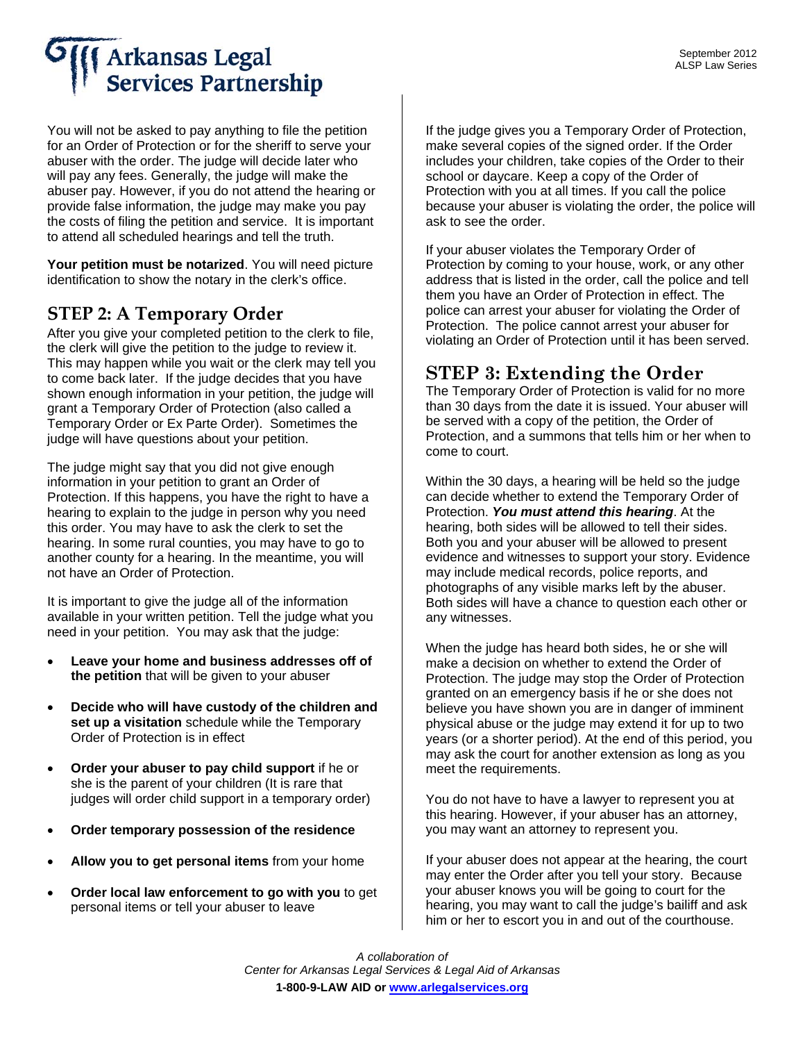You will not be asked to pay anything to file the petition for an Order of Protection or for the sheriff to serve your abuser with the order. The judge will decide later who will pay any fees. Generally, the judge will make the abuser pay. However, if you do not attend the hearing or provide false information, the judge may make you pay the costs of filing the petition and service. It is important to attend all scheduled hearings and tell the truth.

**Your petition must be notarized**. You will need picture identification to show the notary in the clerk's office.

## STEP 2: A Temporary Order

After you give your completed petition to the clerk to file, the clerk will give the petition to the judge to review it. This may happen while you wait or the clerk may tell you to come back later. If the judge decides that you have shown enough information in your petition, the judge will grant a Temporary Order of Protection (also called a Temporary Order or Ex Parte Order). Sometimes the judge will have questions about your petition.

The judge might say that you did not give enough information in your petition to grant an Order of Protection. If this happens, you have the right to have a hearing to explain to the judge in person why you need this order. You may have to ask the clerk to set the hearing. In some rural counties, you may have to go to another county for a hearing. In the meantime, you will not have an Order of Protection.

It is important to give the judge all of the information available in your written petition. Tell the judge what you need in your petition. You may ask that the judge:

- **Leave your home and business addresses off of the petition** that will be given to your abuser
- **Decide who will have custody of the children and set up a visitation** schedule while the Temporary Order of Protection is in effect
- **Order your abuser to pay child support** if he or she is the parent of your children (It is rare that judges will order child support in a temporary order)
- **Order temporary possession of the residence**
- **Allow you to get personal items** from your home
- **Order local law enforcement to go with you** to get personal items or tell your abuser to leave

If the judge gives you a Temporary Order of Protection, make several copies of the signed order. If the Order includes your children, take copies of the Order to their school or daycare. Keep a copy of the Order of Protection with you at all times. If you call the police because your abuser is violating the order, the police will ask to see the order.

If your abuser violates the Temporary Order of Protection by coming to your house, work, or any other address that is listed in the order, call the police and tell them you have an Order of Protection in effect. The police can arrest your abuser for violating the Order of Protection. The police cannot arrest your abuser for violating an Order of Protection until it has been served.

## STEP 3: Extending the Order

The Temporary Order of Protection is valid for no more than 30 days from the date it is issued. Your abuser will be served with a copy of the petition, the Order of Protection, and a summons that tells him or her when to come to court.

Within the 30 days, a hearing will be held so the judge can decide whether to extend the Temporary Order of Protection. ***You must attend this hearing***. At the hearing, both sides will be allowed to tell their sides. Both you and your abuser will be allowed to present evidence and witnesses to support your story. Evidence may include medical records, police reports, and photographs of any visible marks left by the abuser. Both sides will have a chance to question each other or any witnesses.

When the judge has heard both sides, he or she will make a decision on whether to extend the Order of Protection. The judge may stop the Order of Protection granted on an emergency basis if he or she does not believe you have shown you are in danger of imminent physical abuse or the judge may extend it for up to two years (or a shorter period). At the end of this period, you may ask the court for another extension as long as you meet the requirements.

You do not have to have a lawyer to represent you at this hearing. However, if your abuser has an attorney, you may want an attorney to represent you.

If your abuser does not appear at the hearing, the court may enter the Order after you tell your story. Because your abuser knows you will be going to court for the hearing, you may want to call the judge's bailiff and ask him or her to escort you in and out of the courthouse.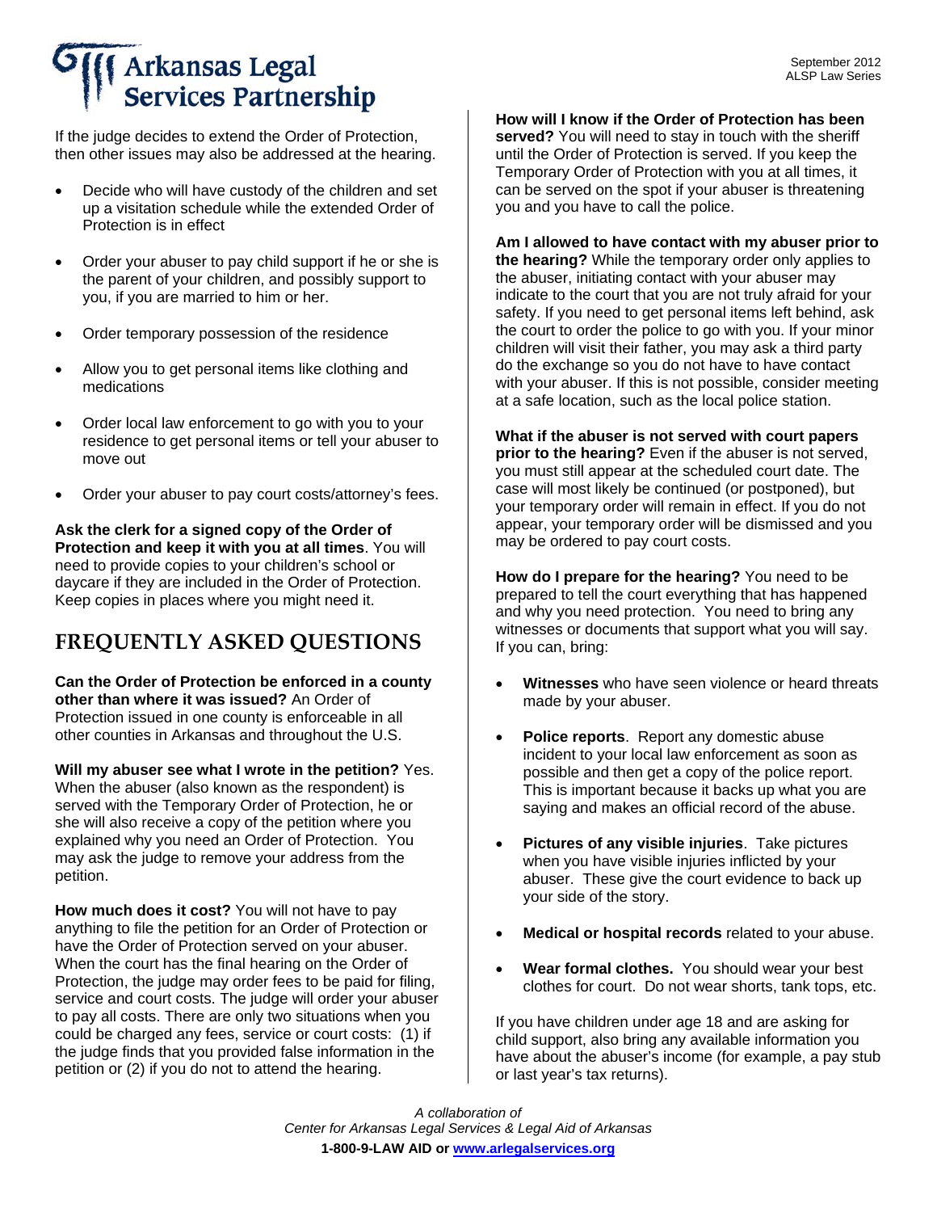If the judge decides to extend the Order of Protection, then other issues may also be addressed at the hearing.

- Decide who will have custody of the children and set up a visitation schedule while the extended Order of Protection is in effect
- Order your abuser to pay child support if he or she is the parent of your children, and possibly support to you, if you are married to him or her.
- Order temporary possession of the residence
- Allow you to get personal items like clothing and medications
- Order local law enforcement to go with you to your residence to get personal items or tell your abuser to move out
- Order your abuser to pay court costs/attorney's fees.

**Ask the clerk for a signed copy of the Order of Protection and keep it with you at all times**. You will need to provide copies to your children's school or daycare if they are included in the Order of Protection. Keep copies in places where you might need it.

## FREQUENTLY ASKED QUESTIONS

**Can the Order of Protection be enforced in a county other than where it was issued?** An Order of Protection issued in one county is enforceable in all other counties in Arkansas and throughout the U.S.

**Will my abuser see what I wrote in the petition?** Yes. When the abuser (also known as the respondent) is served with the Temporary Order of Protection, he or she will also receive a copy of the petition where you explained why you need an Order of Protection. You may ask the judge to remove your address from the petition.

**How much does it cost?** You will not have to pay anything to file the petition for an Order of Protection or have the Order of Protection served on your abuser. When the court has the final hearing on the Order of Protection, the judge may order fees to be paid for filing, service and court costs. The judge will order your abuser to pay all costs. There are only two situations when you could be charged any fees, service or court costs: (1) if the judge finds that you provided false information in the petition or (2) if you do not to attend the hearing.

**How will I know if the Order of Protection has been served?** You will need to stay in touch with the sheriff until the Order of Protection is served. If you keep the Temporary Order of Protection with you at all times, it can be served on the spot if your abuser is threatening you and you have to call the police.

**Am I allowed to have contact with my abuser prior to the hearing?** While the temporary order only applies to the abuser, initiating contact with your abuser may indicate to the court that you are not truly afraid for your safety. If you need to get personal items left behind, ask the court to order the police to go with you. If your minor children will visit their father, you may ask a third party do the exchange so you do not have to have contact with your abuser. If this is not possible, consider meeting at a safe location, such as the local police station.

**What if the abuser is not served with court papers prior to the hearing?** Even if the abuser is not served, you must still appear at the scheduled court date. The case will most likely be continued (or postponed), but your temporary order will remain in effect. If you do not appear, your temporary order will be dismissed and you may be ordered to pay court costs.

**How do I prepare for the hearing?** You need to be prepared to tell the court everything that has happened and why you need protection. You need to bring any witnesses or documents that support what you will say. If you can, bring:

- **Witnesses** who have seen violence or heard threats made by your abuser.
- **Police reports**. Report any domestic abuse incident to your local law enforcement as soon as possible and then get a copy of the police report. This is important because it backs up what you are saying and makes an official record of the abuse.
- **Pictures of any visible injuries**. Take pictures when you have visible injuries inflicted by your abuser. These give the court evidence to back up your side of the story.
- **Medical or hospital records** related to your abuse.
- **Wear formal clothes.** You should wear your best clothes for court. Do not wear shorts, tank tops, etc.

If you have children under age 18 and are asking for child support, also bring any available information you have about the abuser's income (for example, a pay stub or last year's tax returns).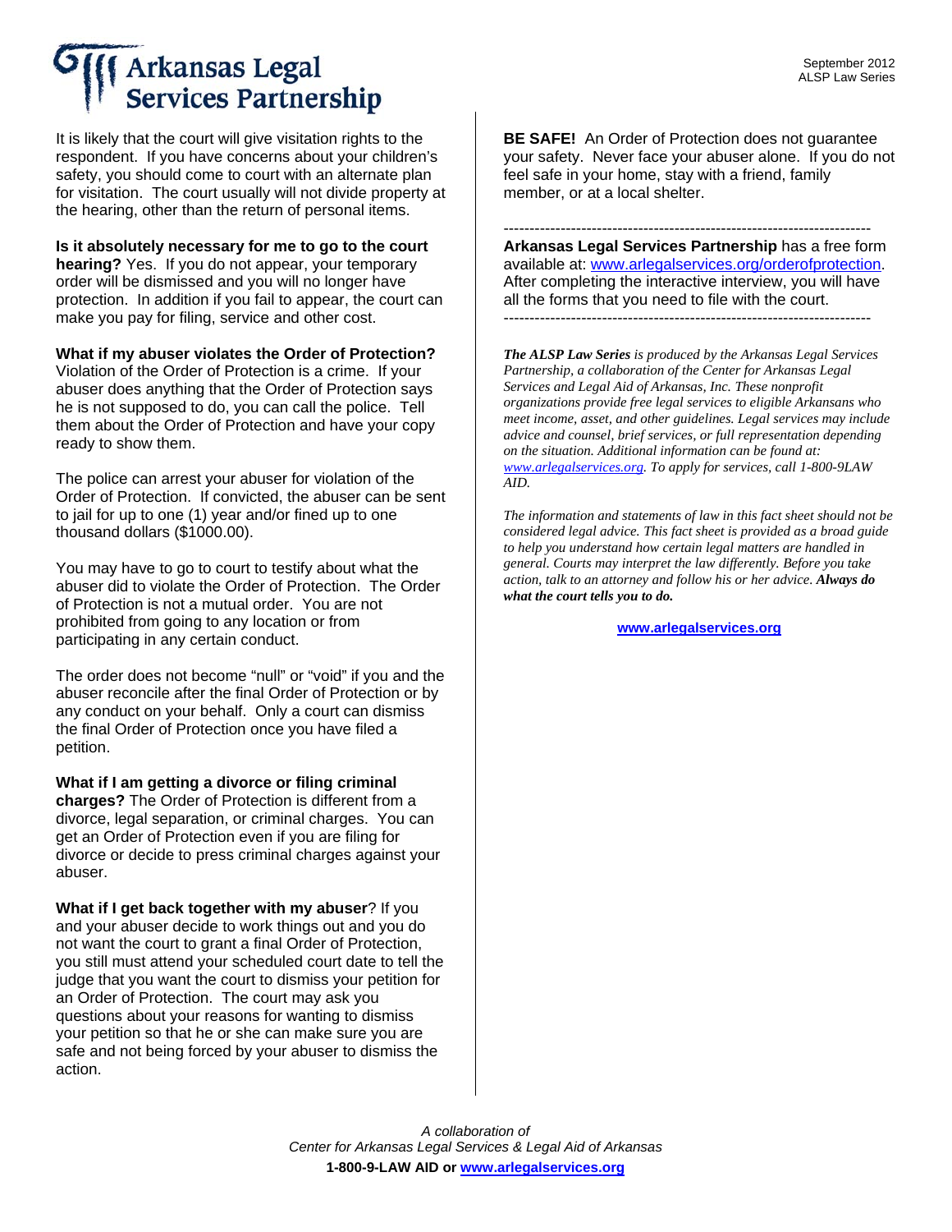It is likely that the court will give visitation rights to the respondent. If you have concerns about your children's safety, you should come to court with an alternate plan for visitation. The court usually will not divide property at the hearing, other than the return of personal items.

**Is it absolutely necessary for me to go to the court hearing?** Yes. If you do not appear, your temporary order will be dismissed and you will no longer have protection. In addition if you fail to appear, the court can make you pay for filing, service and other cost.

**What if my abuser violates the Order of Protection?** Violation of the Order of Protection is a crime. If your abuser does anything that the Order of Protection says he is not supposed to do, you can call the police. Tell them about the Order of Protection and have your copy ready to show them.

The police can arrest your abuser for violation of the Order of Protection. If convicted, the abuser can be sent to jail for up to one (1) year and/or fined up to one thousand dollars ($1000.00).

You may have to go to court to testify about what the abuser did to violate the Order of Protection. The Order of Protection is not a mutual order. You are not prohibited from going to any location or from participating in any certain conduct.

The order does not become "null" or "void" if you and the abuser reconcile after the final Order of Protection or by any conduct on your behalf. Only a court can dismiss the final Order of Protection once you have filed a petition.

**What if I am getting a divorce or filing criminal charges?** The Order of Protection is different from a divorce, legal separation, or criminal charges. You can get an Order of Protection even if you are filing for divorce or decide to press criminal charges against your abuser.

**What if I get back together with my abuser**? If you and your abuser decide to work things out and you do not want the court to grant a final Order of Protection, you still must attend your scheduled court date to tell the judge that you want the court to dismiss your petition for an Order of Protection. The court may ask you questions about your reasons for wanting to dismiss your petition so that he or she can make sure you are safe and not being forced by your abuser to dismiss the action.

**BE SAFE!** An Order of Protection does not guarantee your safety. Never face your abuser alone. If you do not feel safe in your home, stay with a friend, family member, or at a local shelter.

---

**Arkansas Legal Services Partnership** has a free form available at: www.arlegalservices.org/orderofprotection. After completing the interactive interview, you will have all the forms that you need to file with the court.

---

***The ALSP Law Series*** *is produced by the Arkansas Legal Services Partnership, a collaboration of the Center for Arkansas Legal Services and Legal Aid of Arkansas, Inc. These nonprofit organizations provide free legal services to eligible Arkansans who meet income, asset, and other guidelines. Legal services may include advice and counsel, brief services, or full representation depending on the situation. Additional information can be found at: www.arlegalservices.org. To apply for services, call 1-800-9LAW AID.*

*The information and statements of law in this fact sheet should not be considered legal advice. This fact sheet is provided as a broad guide to help you understand how certain legal matters are handled in general. Courts may interpret the law differently. Before you take action, talk to an attorney and follow his or her advice.* ***Always do what the court tells you to do.***

**www.arlegalservices.org**